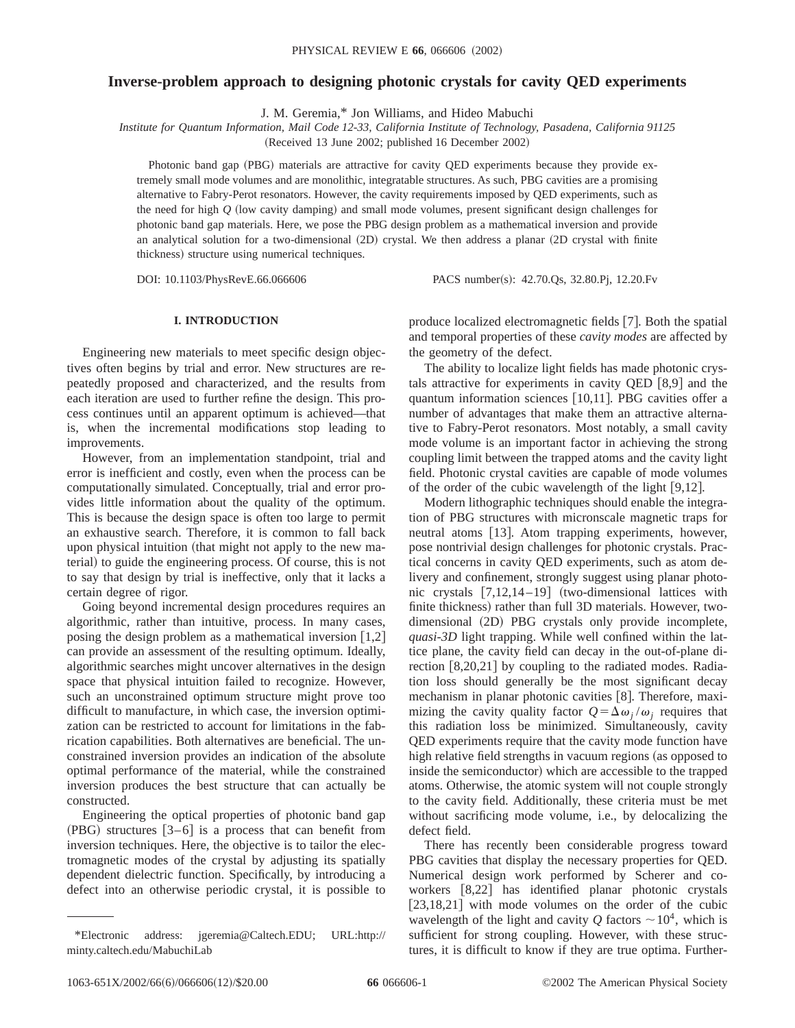# Inverse-problem approach to designing photonic crystals for cavity QED experiments

J. M. Geremia,* Jon Williams, and Hideo Mabuchi

*Institute for Quantum Information, Mail Code 12-33, California Institute of Technology, Pasadena, California 91125*

(Received 13 June 2002; published 16 December 2002)

Photonic band gap (PBG) materials are attractive for cavity QED experiments because they provide extremely small mode volumes and are monolithic, integratable structures. As such, PBG cavities are a promising alternative to Fabry-Perot resonators. However, the cavity requirements imposed by QED experiments, such as the need for high $Q$ (low cavity damping) and small mode volumes, present significant design challenges for photonic band gap materials. Here, we pose the PBG design problem as a mathematical inversion and provide an analytical solution for a two-dimensional (2D) crystal. We then address a planar (2D crystal with finite thickness) structure using numerical techniques.

DOI: 10.1103/PhysRevE.66.066606 PACS number(s): 42.70.Qs, 32.80.Pj, 12.20.Fv

## I. INTRODUCTION

Engineering new materials to meet specific design objectives often begins by trial and error. New structures are repeatedly proposed and characterized, and the results from each iteration are used to further refine the design. This process continues until an apparent optimum is achieved—that is, when the incremental modifications stop leading to improvements.

However, from an implementation standpoint, trial and error is inefficient and costly, even when the process can be computationally simulated. Conceptually, trial and error provides little information about the quality of the optimum. This is because the design space is often too large to permit an exhaustive search. Therefore, it is common to fall back upon physical intuition (that might not apply to the new material) to guide the engineering process. Of course, this is not to say that design by trial is ineffective, only that it lacks a certain degree of rigor.

Going beyond incremental design procedures requires an algorithmic, rather than intuitive, process. In many cases, posing the design problem as a mathematical inversion [1,2] can provide an assessment of the resulting optimum. Ideally, algorithmic searches might uncover alternatives in the design space that physical intuition failed to recognize. However, such an unconstrained optimum structure might prove too difficult to manufacture, in which case, the inversion optimization can be restricted to account for limitations in the fabrication capabilities. Both alternatives are beneficial. The unconstrained inversion provides an indication of the absolute optimal performance of the material, while the constrained inversion produces the best structure that can actually be constructed.

Engineering the optical properties of photonic band gap (PBG) structures [3–6] is a process that can benefit from inversion techniques. Here, the objective is to tailor the electromagnetic modes of the crystal by adjusting its spatially dependent dielectric function. Specifically, by introducing a defect into an otherwise periodic crystal, it is possible to produce localized electromagnetic fields [7]. Both the spatial and temporal properties of these *cavity modes* are affected by the geometry of the defect.

The ability to localize light fields has made photonic crystals attractive for experiments in cavity QED [8,9] and the quantum information sciences [10,11]. PBG cavities offer a number of advantages that make them an attractive alternative to Fabry-Perot resonators. Most notably, a small cavity mode volume is an important factor in achieving the strong coupling limit between the trapped atoms and the cavity light field. Photonic crystal cavities are capable of mode volumes of the order of the cubic wavelength of the light [9,12].

Modern lithographic techniques should enable the integration of PBG structures with micronscale magnetic traps for neutral atoms [13]. Atom trapping experiments, however, pose nontrivial design challenges for photonic crystals. Practical concerns in cavity QED experiments, such as atom delivery and confinement, strongly suggest using planar photonic crystals [7,12,14–19] (two-dimensional lattices with finite thickness) rather than full 3D materials. However, two-dimensional (2D) PBG crystals only provide incomplete, *quasi-3D* light trapping. While well confined within the lattice plane, the cavity field can decay in the out-of-plane direction [8,20,21] by coupling to the radiated modes. Radiation loss should generally be the most significant decay mechanism in planar photonic cavities [8]. Therefore, maximizing the cavity quality factor $Q=\Delta\omega_j/\omega_j$ requires that this radiation loss be minimized. Simultaneously, cavity QED experiments require that the cavity mode function have high relative field strengths in vacuum regions (as opposed to inside the semiconductor) which are accessible to the trapped atoms. Otherwise, the atomic system will not couple strongly to the cavity field. Additionally, these criteria must be met without sacrificing mode volume, i.e., by delocalizing the defect field.

There has recently been considerable progress toward PBG cavities that display the necessary properties for QED. Numerical design work performed by Scherer and coworkers [8,22] has identified planar photonic crystals [23,18,21] with mode volumes on the order of the cubic wavelength of the light and cavity $Q$ factors $\sim 10^4$, which is sufficient for strong coupling. However, with these structures, it is difficult to know if they are true optima. Further-

*Electronic address: jgeremia@Caltech.EDU; URL:http://minty.caltech.edu/MabuchiLab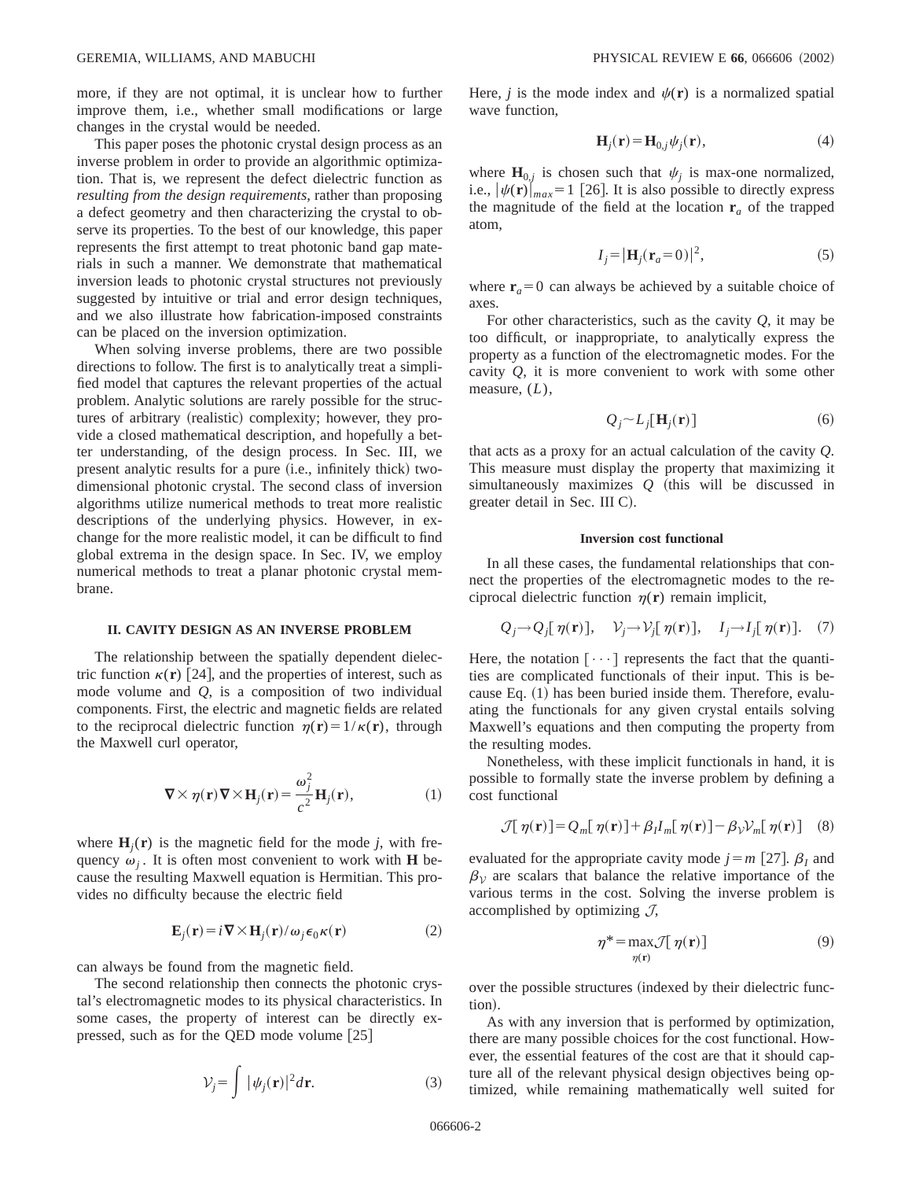more, if they are not optimal, it is unclear how to further improve them, i.e., whether small modifications or large changes in the crystal would be needed.

This paper poses the photonic crystal design process as an inverse problem in order to provide an algorithmic optimization. That is, we represent the defect dielectric function as *resulting from the design requirements*, rather than proposing a defect geometry and then characterizing the crystal to observe its properties. To the best of our knowledge, this paper represents the first attempt to treat photonic band gap materials in such a manner. We demonstrate that mathematical inversion leads to photonic crystal structures not previously suggested by intuitive or trial and error design techniques, and we also illustrate how fabrication-imposed constraints can be placed on the inversion optimization.

When solving inverse problems, there are two possible directions to follow. The first is to analytically treat a simplified model that captures the relevant properties of the actual problem. Analytic solutions are rarely possible for the structures of arbitrary (realistic) complexity; however, they provide a closed mathematical description, and hopefully a better understanding, of the design process. In Sec. III, we present analytic results for a pure (i.e., infinitely thick) two-dimensional photonic crystal. The second class of inversion algorithms utilize numerical methods to treat more realistic descriptions of the underlying physics. However, in exchange for the more realistic model, it can be difficult to find global extrema in the design space. In Sec. IV, we employ numerical methods to treat a planar photonic crystal membrane.

## II. CAVITY DESIGN AS AN INVERSE PROBLEM

The relationship between the spatially dependent dielectric function $\kappa(\mathbf{r})$ [24], and the properties of interest, such as mode volume and $Q$, is a composition of two individual components. First, the electric and magnetic fields are related to the reciprocal dielectric function $\eta(\mathbf{r}) = 1/\kappa(\mathbf{r})$, through the Maxwell curl operator,

$$\nabla \times \eta(\mathbf{r}) \nabla \times \mathbf{H}_j(\mathbf{r}) = \frac{\omega_j^2}{c^2} \mathbf{H}_j(\mathbf{r}), \tag{1}$$

where $\mathbf{H}_j(\mathbf{r})$ is the magnetic field for the mode $j$, with frequency $\omega_j$. It is often most convenient to work with $\mathbf{H}$ because the resulting Maxwell equation is Hermitian. This provides no difficulty because the electric field

$$\mathbf{E}_j(\mathbf{r}) = i \nabla \times \mathbf{H}_j(\mathbf{r}) / \omega_j \epsilon_0 \kappa(\mathbf{r}) \tag{2}$$

can always be found from the magnetic field.

The second relationship then connects the photonic crystal's electromagnetic modes to its physical characteristics. In some cases, the property of interest can be directly expressed, such as for the QED mode volume [25]

$$\mathcal{V}_j = \int |\psi_j(\mathbf{r})|^2 d\mathbf{r}. \tag{3}$$

Here, $j$ is the mode index and $\psi(\mathbf{r})$ is a normalized spatial wave function,

$$\mathbf{H}_j(\mathbf{r}) = \mathbf{H}_{0,j} \psi_j(\mathbf{r}), \tag{4}$$

where $\mathbf{H}_{0,j}$ is chosen such that $\psi_j$ is max-one normalized, i.e., $|\psi(\mathbf{r})|_{max} = 1$ [26]. It is also possible to directly express the magnitude of the field at the location $\mathbf{r}_a$ of the trapped atom,

$$I_j = |\mathbf{H}_j(\mathbf{r}_a = 0)|^2, \tag{5}$$

where $\mathbf{r}_a = 0$ can always be achieved by a suitable choice of axes.

For other characteristics, such as the cavity $Q$, it may be too difficult, or inappropriate, to analytically express the property as a function of the electromagnetic modes. For the cavity $Q$, it is more convenient to work with some other measure, $(L)$,

$$Q_j \sim L_j[\mathbf{H}_j(\mathbf{r})] \tag{6}$$

that acts as a proxy for an actual calculation of the cavity $Q$. This measure must display the property that maximizing it simultaneously maximizes $Q$ (this will be discussed in greater detail in Sec. III C).

### Inversion cost functional

In all these cases, the fundamental relationships that connect the properties of the electromagnetic modes to the reciprocal dielectric function $\eta(\mathbf{r})$ remain implicit,

$$Q_j \to Q_j[\eta(\mathbf{r})], \quad \mathcal{V}_j \to \mathcal{V}_j[\eta(\mathbf{r})], \quad I_j \to I_j[\eta(\mathbf{r})]. \tag{7}$$

Here, the notation $[\cdots]$ represents the fact that the quantities are complicated functionals of their input. This is because Eq. (1) has been buried inside them. Therefore, evaluating the functionals for any given crystal entails solving Maxwell's equations and then computing the property from the resulting modes.

Nonetheless, with these implicit functionals in hand, it is possible to formally state the inverse problem by defining a cost functional

$$\mathcal{J}[\eta(\mathbf{r})] = Q_m[\eta(\mathbf{r})] + \beta_I I_m[\eta(\mathbf{r})] - \beta_{\mathcal{V}} \mathcal{V}_m[\eta(\mathbf{r})] \tag{8}$$

evaluated for the appropriate cavity mode $j = m$ [27]. $\beta_I$ and $\beta_{\mathcal{V}}$ are scalars that balance the relative importance of the various terms in the cost. Solving the inverse problem is accomplished by optimizing $\mathcal{J}$,

$$\eta^* = \max_{\eta(\mathbf{r})} \mathcal{J}[\eta(\mathbf{r})] \tag{9}$$

over the possible structures (indexed by their dielectric function).

As with any inversion that is performed by optimization, there are many possible choices for the cost functional. However, the essential features of the cost are that it should capture all of the relevant physical design objectives being optimized, while remaining mathematically well suited for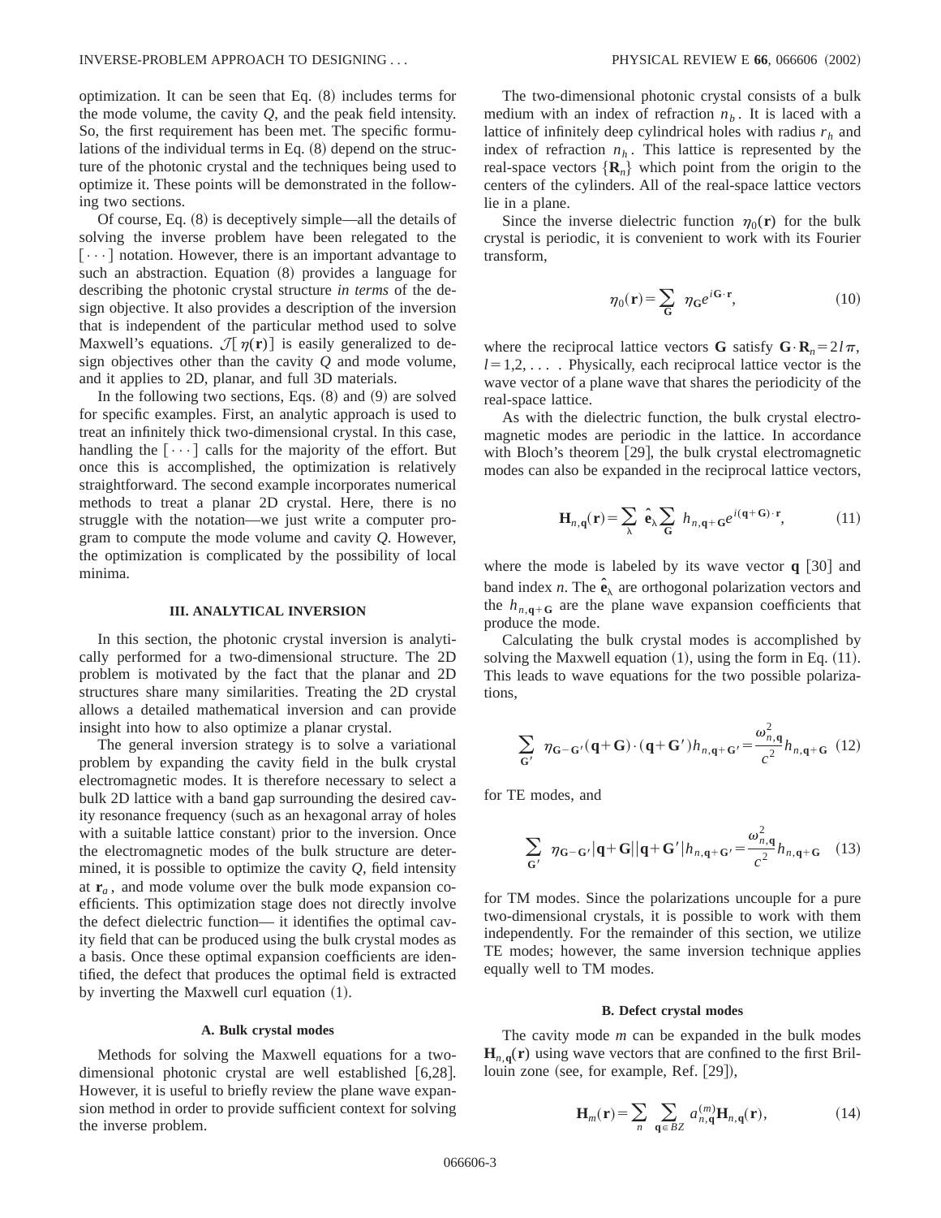optimization. It can be seen that Eq. (8) includes terms for the mode volume, the cavity $Q$, and the peak field intensity. So, the first requirement has been met. The specific formulations of the individual terms in Eq. (8) depend on the structure of the photonic crystal and the techniques being used to optimize it. These points will be demonstrated in the following two sections.

Of course, Eq. (8) is deceptively simple—all the details of solving the inverse problem have been relegated to the $[\cdots]$ notation. However, there is an important advantage to such an abstraction. Equation (8) provides a language for describing the photonic crystal structure *in terms* of the design objective. It also provides a description of the inversion that is independent of the particular method used to solve Maxwell's equations. $\mathcal{J}[\eta(\mathbf{r})]$ is easily generalized to design objectives other than the cavity $Q$ and mode volume, and it applies to 2D, planar, and full 3D materials.

In the following two sections, Eqs. (8) and (9) are solved for specific examples. First, an analytic approach is used to treat an infinitely thick two-dimensional crystal. In this case, handling the $[\cdots]$ calls for the majority of the effort. But once this is accomplished, the optimization is relatively straightforward. The second example incorporates numerical methods to treat a planar 2D crystal. Here, there is no struggle with the notation—we just write a computer program to compute the mode volume and cavity $Q$. However, the optimization is complicated by the possibility of local minima.

## III. ANALYTICAL INVERSION

In this section, the photonic crystal inversion is analytically performed for a two-dimensional structure. The 2D problem is motivated by the fact that the planar and 2D structures share many similarities. Treating the 2D crystal allows a detailed mathematical inversion and can provide insight into how to also optimize a planar crystal.

The general inversion strategy is to solve a variational problem by expanding the cavity field in the bulk crystal electromagnetic modes. It is therefore necessary to select a bulk 2D lattice with a band gap surrounding the desired cavity resonance frequency (such as an hexagonal array of holes with a suitable lattice constant) prior to the inversion. Once the electromagnetic modes of the bulk structure are determined, it is possible to optimize the cavity $Q$, field intensity at $\mathbf{r}_a$, and mode volume over the bulk mode expansion coefficients. This optimization stage does not directly involve the defect dielectric function— it identifies the optimal cavity field that can be produced using the bulk crystal modes as a basis. Once these optimal expansion coefficients are identified, the defect that produces the optimal field is extracted by inverting the Maxwell curl equation (1).

### A. Bulk crystal modes

Methods for solving the Maxwell equations for a two-dimensional photonic crystal are well established [6,28]. However, it is useful to briefly review the plane wave expansion method in order to provide sufficient context for solving the inverse problem.

The two-dimensional photonic crystal consists of a bulk medium with an index of refraction $n_b$. It is laced with a lattice of infinitely deep cylindrical holes with radius $r_h$ and index of refraction $n_h$. This lattice is represented by the real-space vectors $\{\mathbf{R}_n\}$ which point from the origin to the centers of the cylinders. All of the real-space lattice vectors lie in a plane.

Since the inverse dielectric function $\eta_0(\mathbf{r})$ for the bulk crystal is periodic, it is convenient to work with its Fourier transform,

$$\eta_0(\mathbf{r}) = \sum_{\mathbf{G}} \eta_{\mathbf{G}} e^{i\mathbf{G}\cdot\mathbf{r}}, \tag{10}$$

where the reciprocal lattice vectors $\mathbf{G}$ satisfy $\mathbf{G}\cdot\mathbf{R}_n = 2l\pi$, $l=1,2,\ldots$ . Physically, each reciprocal lattice vector is the wave vector of a plane wave that shares the periodicity of the real-space lattice.

As with the dielectric function, the bulk crystal electromagnetic modes are periodic in the lattice. In accordance with Bloch's theorem [29], the bulk crystal electromagnetic modes can also be expanded in the reciprocal lattice vectors,

$$\mathbf{H}_{n,\mathbf{q}}(\mathbf{r}) = \sum_{\lambda} \hat{\mathbf{e}}_{\lambda} \sum_{\mathbf{G}} h_{n,\mathbf{q}+\mathbf{G}} e^{i(\mathbf{q}+\mathbf{G})\cdot\mathbf{r}}, \tag{11}$$

where the mode is labeled by its wave vector $\mathbf{q}$ [30] and band index $n$. The $\hat{\mathbf{e}}_{\lambda}$ are orthogonal polarization vectors and the $h_{n,\mathbf{q}+\mathbf{G}}$ are the plane wave expansion coefficients that produce the mode.

Calculating the bulk crystal modes is accomplished by solving the Maxwell equation (1), using the form in Eq. (11). This leads to wave equations for the two possible polarizations,

$$\sum_{\mathbf{G}'} \eta_{\mathbf{G}-\mathbf{G}'}(\mathbf{q}+\mathbf{G})\cdot(\mathbf{q}+\mathbf{G}')h_{n,\mathbf{q}+\mathbf{G}'} = \frac{\omega_{n,\mathbf{q}}^2}{c^2} h_{n,\mathbf{q}+\mathbf{G}} \tag{12}$$

for TE modes, and

$$\sum_{\mathbf{G}'} \eta_{\mathbf{G}-\mathbf{G}'}|\mathbf{q}+\mathbf{G}||\mathbf{q}+\mathbf{G}'|h_{n,\mathbf{q}+\mathbf{G}'} = \frac{\omega_{n,\mathbf{q}}^2}{c^2} h_{n,\mathbf{q}+\mathbf{G}} \tag{13}$$

for TM modes. Since the polarizations uncouple for a pure two-dimensional crystals, it is possible to work with them independently. For the remainder of this section, we utilize TE modes; however, the same inversion technique applies equally well to TM modes.

### B. Defect crystal modes

The cavity mode $m$ can be expanded in the bulk modes $\mathbf{H}_{n,\mathbf{q}}(\mathbf{r})$ using wave vectors that are confined to the first Brillouin zone (see, for example, Ref. [29]),

$$\mathbf{H}_m(\mathbf{r}) = \sum_n \sum_{\mathbf{q}\in BZ} a_{n,\mathbf{q}}^{(m)} \mathbf{H}_{n,\mathbf{q}}(\mathbf{r}), \tag{14}$$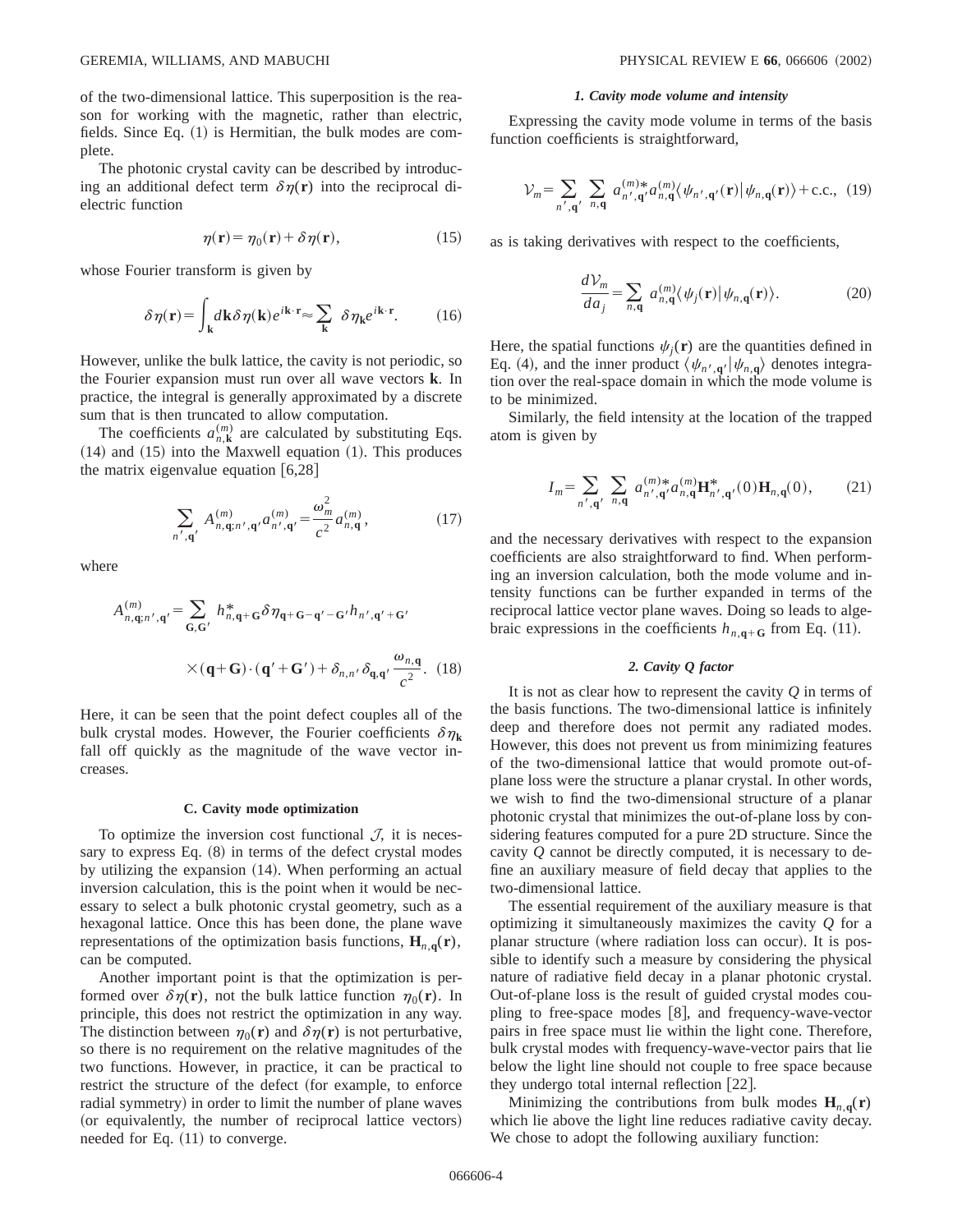of the two-dimensional lattice. This superposition is the reason for working with the magnetic, rather than electric, fields. Since Eq. (1) is Hermitian, the bulk modes are complete.

The photonic crystal cavity can be described by introducing an additional defect term $\delta\eta(\mathbf{r})$ into the reciprocal dielectric function

$$\eta(\mathbf{r}) = \eta_0(\mathbf{r}) + \delta\eta(\mathbf{r}), \tag{15}$$

whose Fourier transform is given by

$$\delta\eta(\mathbf{r}) = \int_{\mathbf{k}} d\mathbf{k}\,\delta\eta(\mathbf{k}) e^{i\mathbf{k}\cdot\mathbf{r}} \approx \sum_{\mathbf{k}} \delta\eta_{\mathbf{k}} e^{i\mathbf{k}\cdot\mathbf{r}}. \tag{16}$$

However, unlike the bulk lattice, the cavity is not periodic, so the Fourier expansion must run over all wave vectors $\mathbf{k}$. In practice, the integral is generally approximated by a discrete sum that is then truncated to allow computation.

The coefficients $a_{n,\mathbf{k}}^{(m)}$ are calculated by substituting Eqs. (14) and (15) into the Maxwell equation (1). This produces the matrix eigenvalue equation [6,28]

$$\sum_{n',\mathbf{q}'} A_{n,\mathbf{q};n',\mathbf{q}'}^{(m)} a_{n',\mathbf{q}'}^{(m)} = \frac{\omega_m^2}{c^2} a_{n,\mathbf{q}}^{(m)}, \tag{17}$$

where

$$A_{n,\mathbf{q};n',\mathbf{q}'}^{(m)} = \sum_{\mathbf{G},\mathbf{G}'} h_{n,\mathbf{q}+\mathbf{G}}^{*} \delta\eta_{\mathbf{q}+\mathbf{G}-\mathbf{q}'-\mathbf{G}'} h_{n',\mathbf{q}'+\mathbf{G}'} \times (\mathbf{q}+\mathbf{G})\cdot(\mathbf{q}'+\mathbf{G}') + \delta_{n,n'}\delta_{\mathbf{q},\mathbf{q}'}\frac{\omega_{n,\mathbf{q}}}{c^2}. \tag{18}$$

Here, it can be seen that the point defect couples all of the bulk crystal modes. However, the Fourier coefficients $\delta\eta_{\mathbf{k}}$ fall off quickly as the magnitude of the wave vector increases.

### C. Cavity mode optimization

To optimize the inversion cost functional $\mathcal{J}$, it is necessary to express Eq. (8) in terms of the defect crystal modes by utilizing the expansion (14). When performing an actual inversion calculation, this is the point when it would be necessary to select a bulk photonic crystal geometry, such as a hexagonal lattice. Once this has been done, the plane wave representations of the optimization basis functions, $\mathbf{H}_{n,\mathbf{q}}(\mathbf{r})$, can be computed.

Another important point is that the optimization is performed over $\delta\eta(\mathbf{r})$, not the bulk lattice function $\eta_0(\mathbf{r})$. In principle, this does not restrict the optimization in any way. The distinction between $\eta_0(\mathbf{r})$ and $\delta\eta(\mathbf{r})$ is not perturbative, so there is no requirement on the relative magnitudes of the two functions. However, in practice, it can be practical to restrict the structure of the defect (for example, to enforce radial symmetry) in order to limit the number of plane waves (or equivalently, the number of reciprocal lattice vectors) needed for Eq. (11) to converge.

#### 1. Cavity mode volume and intensity

Expressing the cavity mode volume in terms of the basis function coefficients is straightforward,

$$\mathcal{V}_m = \sum_{n',\mathbf{q}'} \sum_{n,\mathbf{q}} a_{n',\mathbf{q}'}^{(m)*} a_{n,\mathbf{q}}^{(m)} \langle \psi_{n',\mathbf{q}'}(\mathbf{r}) | \psi_{n,\mathbf{q}}(\mathbf{r}) \rangle + \text{c.c.}, \tag{19}$$

as is taking derivatives with respect to the coefficients,

$$\frac{d\mathcal{V}_m}{da_j} = \sum_{n,\mathbf{q}} a_{n,\mathbf{q}}^{(m)} \langle \psi_j(\mathbf{r}) | \psi_{n,\mathbf{q}}(\mathbf{r}) \rangle. \tag{20}$$

Here, the spatial functions $\psi_j(\mathbf{r})$ are the quantities defined in Eq. (4), and the inner product $\langle \psi_{n',\mathbf{q}'} | \psi_{n,\mathbf{q}} \rangle$ denotes integration over the real-space domain in which the mode volume is to be minimized.

Similarly, the field intensity at the location of the trapped atom is given by

$$I_m = \sum_{n',\mathbf{q}'} \sum_{n,\mathbf{q}} a_{n',\mathbf{q}'}^{(m)*} a_{n,\mathbf{q}}^{(m)} \mathbf{H}_{n',\mathbf{q}'}^{*}(0) \mathbf{H}_{n,\mathbf{q}}(0), \tag{21}$$

and the necessary derivatives with respect to the expansion coefficients are also straightforward to find. When performing an inversion calculation, both the mode volume and intensity functions can be further expanded in terms of the reciprocal lattice vector plane waves. Doing so leads to algebraic expressions in the coefficients $h_{n,\mathbf{q}+\mathbf{G}}$ from Eq. (11).

#### 2. Cavity Q factor

It is not as clear how to represent the cavity $Q$ in terms of the basis functions. The two-dimensional lattice is infinitely deep and therefore does not permit any radiated modes. However, this does not prevent us from minimizing features of the two-dimensional lattice that would promote out-of-plane loss were the structure a planar crystal. In other words, we wish to find the two-dimensional structure of a planar photonic crystal that minimizes the out-of-plane loss by considering features computed for a pure 2D structure. Since the cavity $Q$ cannot be directly computed, it is necessary to define an auxiliary measure of field decay that applies to the two-dimensional lattice.

The essential requirement of the auxiliary measure is that optimizing it simultaneously maximizes the cavity $Q$ for a planar structure (where radiation loss can occur). It is possible to identify such a measure by considering the physical nature of radiative field decay in a planar photonic crystal. Out-of-plane loss is the result of guided crystal modes coupling to free-space modes [8], and frequency-wave-vector pairs in free space must lie within the light cone. Therefore, bulk crystal modes with frequency-wave-vector pairs that lie below the light line should not couple to free space because they undergo total internal reflection [22].

Minimizing the contributions from bulk modes $\mathbf{H}_{n,\mathbf{q}}(\mathbf{r})$ which lie above the light line reduces radiative cavity decay. We chose to adopt the following auxiliary function: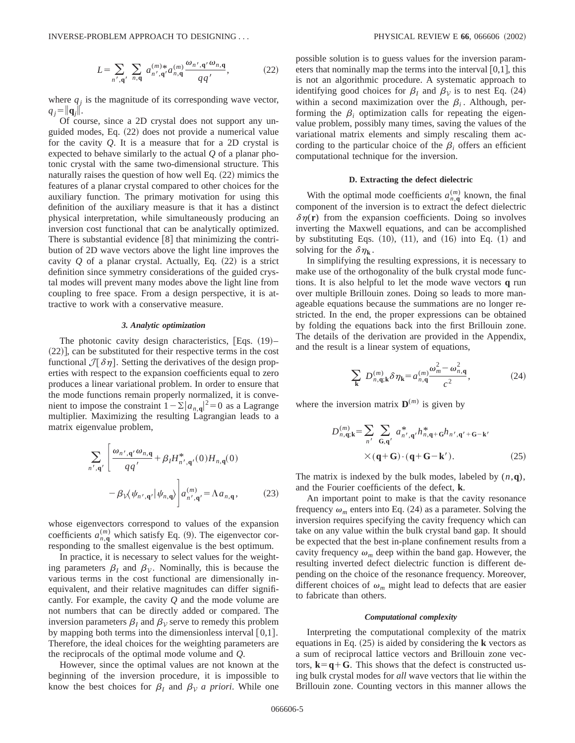$$L = \sum_{n',\mathbf{q}'} \sum_{n,\mathbf{q}} a^{(m)*}_{n',\mathbf{q}'} a^{(m)}_{n,\mathbf{q}} \frac{\omega_{n',\mathbf{q}'}\omega_{n,\mathbf{q}}}{qq'}, \tag{22}$$

where $q_j$ is the magnitude of its corresponding wave vector, $q_j = \|\mathbf{q}_j\|$.

Of course, since a 2D crystal does not support any unguided modes, Eq. (22) does not provide a numerical value for the cavity $Q$. It is a measure that for a 2D crystal is expected to behave similarly to the actual $Q$ of a planar photonic crystal with the same two-dimensional structure. This naturally raises the question of how well Eq. (22) mimics the features of a planar crystal compared to other choices for the auxiliary function. The primary motivation for using this definition of the auxiliary measure is that it has a distinct physical interpretation, while simultaneously producing an inversion cost functional that can be analytically optimized. There is substantial evidence [8] that minimizing the contribution of 2D wave vectors above the light line improves the cavity $Q$ of a planar crystal. Actually, Eq. (22) is a strict definition since symmetry considerations of the guided crystal modes will prevent many modes above the light line from coupling to free space. From a design perspective, it is attractive to work with a conservative measure.

#### 3. Analytic optimization

The photonic cavity design characteristics, [Eqs. (19)–(22)], can be substituted for their respective terms in the cost functional $\mathcal{J}[\delta\eta]$. Setting the derivatives of the design properties with respect to the expansion coefficients equal to zero produces a linear variational problem. In order to ensure that the mode functions remain properly normalized, it is convenient to impose the constraint $1-\sum|a_{n,\mathbf{q}}|^2=0$ as a Lagrange multiplier. Maximizing the resulting Lagrangian leads to a matrix eigenvalue problem,

$$\sum_{n',\mathbf{q}'} \left[ \frac{\omega_{n',\mathbf{q}'}\omega_{n,\mathbf{q}}}{qq'} + \beta_I H^*_{n',\mathbf{q}'}(0) H_{n,\mathbf{q}}(0) - \beta_{\mathcal{V}} \langle \psi_{n',\mathbf{q}'} | \psi_{n,\mathbf{q}} \rangle \right] a^{(m)}_{n',\mathbf{q}'} = \Lambda a_{n,\mathbf{q}}, \tag{23}$$

whose eigenvectors correspond to values of the expansion coefficients $a^{(m)}_{n,\mathbf{q}}$ which satisfy Eq. (9). The eigenvector corresponding to the smallest eigenvalue is the best optimum.

In practice, it is necessary to select values for the weighting parameters $\beta_I$ and $\beta_{\mathcal{V}}$. Nominally, this is because the various terms in the cost functional are dimensionally inequivalent, and their relative magnitudes can differ significantly. For example, the cavity $Q$ and the mode volume are not numbers that can be directly added or compared. The inversion parameters $\beta_I$ and $\beta_{\mathcal{V}}$ serve to remedy this problem by mapping both terms into the dimensionless interval $[0,1]$. Therefore, the ideal choices for the weighting parameters are the reciprocals of the optimal mode volume and $Q$.

However, since the optimal values are not known at the beginning of the inversion procedure, it is impossible to know the best choices for $\beta_I$ and $\beta_{\mathcal{V}}$ *a priori*. While one possible solution is to guess values for the inversion parameters that nominally map the terms into the interval $[0,1]$, this is not an algorithmic procedure. A systematic approach to identifying good choices for $\beta_I$ and $\beta_{\mathcal{V}}$ is to nest Eq. (24) within a second maximization over the $\beta_i$. Although, performing the $\beta_i$ optimization calls for repeating the eigenvalue problem, possibly many times, saving the values of the variational matrix elements and simply rescaling them according to the particular choice of the $\beta_i$ offers an efficient computational technique for the inversion.

### D. Extracting the defect dielectric

With the optimal mode coefficients $a^{(m)}_{n,\mathbf{q}}$ known, the final component of the inversion is to extract the defect dielectric $\delta\eta(\mathbf{r})$ from the expansion coefficients. Doing so involves inverting the Maxwell equations, and can be accomplished by substituting Eqs. (10), (11), and (16) into Eq. (1) and solving for the $\delta\eta_{\mathbf{k}}$.

In simplifying the resulting expressions, it is necessary to make use of the orthogonality of the bulk crystal mode functions. It is also helpful to let the mode wave vectors $\mathbf{q}$ run over multiple Brillouin zones. Doing so leads to more manageable equations because the summations are no longer restricted. In the end, the proper expressions can be obtained by folding the equations back into the first Brillouin zone. The details of the derivation are provided in the Appendix, and the result is a linear system of equations,

$$\sum_{\mathbf{k}} D^{(m)}_{n,\mathbf{q};\mathbf{k}} \delta\eta_{\mathbf{k}} = a^{(m)}_{n,\mathbf{q}} \frac{\omega_m^2 - \omega_{n,\mathbf{q}}^2}{c^2}, \tag{24}$$

where the inversion matrix $\mathbf{D}^{(m)}$ is given by

$$D^{(m)}_{n,\mathbf{q};\mathbf{k}} = \sum_{n'} \sum_{\mathbf{G},\mathbf{q}'} a^*_{n',\mathbf{q}'} h^*_{n,\mathbf{q}+\mathbf{G}} h_{n',\mathbf{q}'+\mathbf{G}-\mathbf{k}'} \times (\mathbf{q}+\mathbf{G})\cdot(\mathbf{q}+\mathbf{G}-\mathbf{k}'). \tag{25}$$

The matrix is indexed by the bulk modes, labeled by $(n,\mathbf{q})$, and the Fourier coefficients of the defect, $\mathbf{k}$.

An important point to make is that the cavity resonance frequency $\omega_m$ enters into Eq. (24) as a parameter. Solving the inversion requires specifying the cavity frequency which can take on any value within the bulk crystal band gap. It should be expected that the best in-plane confinement results from a cavity frequency $\omega_m$ deep within the band gap. However, the resulting inverted defect dielectric function is different depending on the choice of the resonance frequency. Moreover, different choices of $\omega_m$ might lead to defects that are easier to fabricate than others.

#### Computational complexity

Interpreting the computational complexity of the matrix equations in Eq. (25) is aided by considering the $\mathbf{k}$ vectors as a sum of reciprocal lattice vectors and Brillouin zone vectors, $\mathbf{k}=\mathbf{q}+\mathbf{G}$. This shows that the defect is constructed using bulk crystal modes for *all* wave vectors that lie within the Brillouin zone. Counting vectors in this manner allows the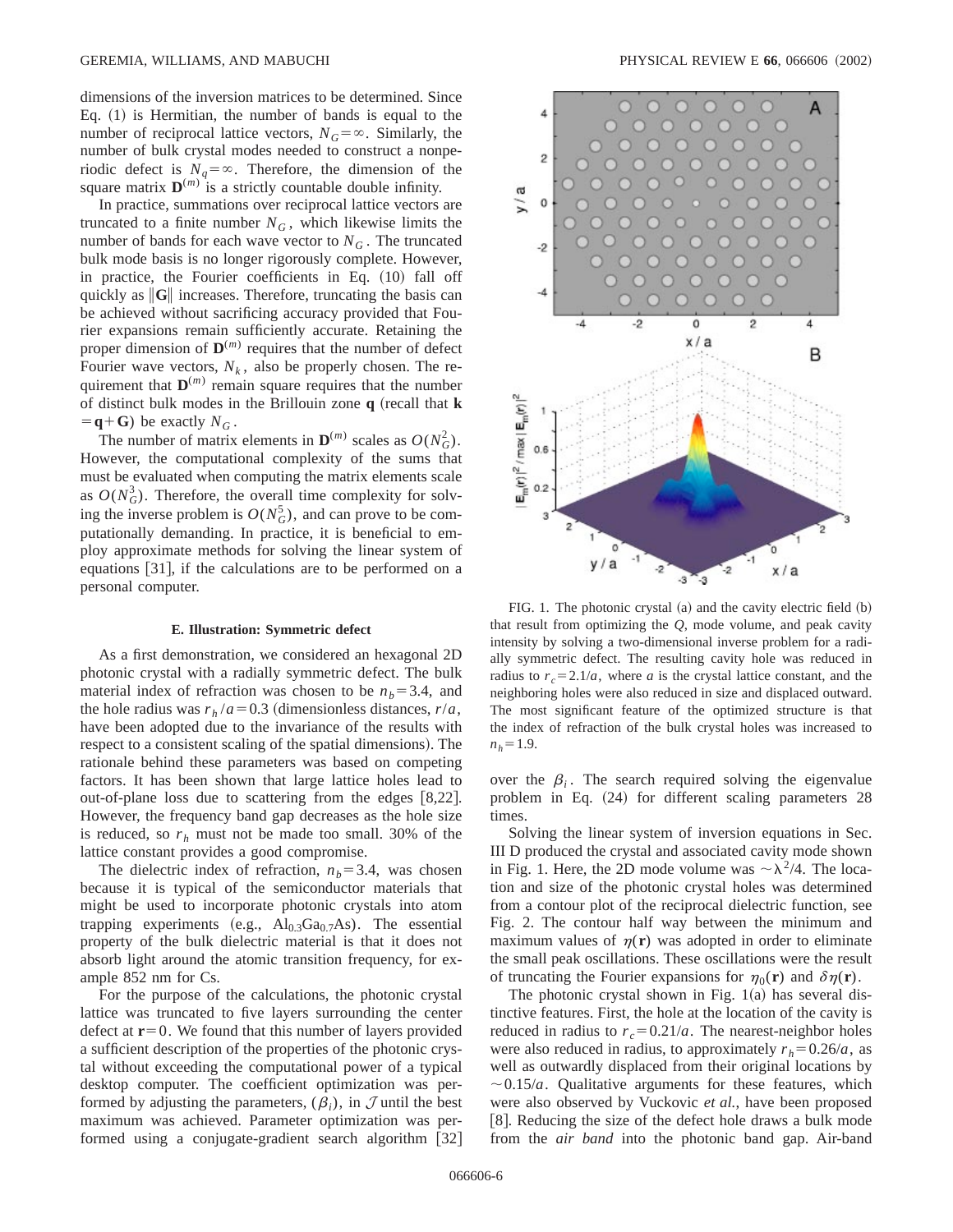dimensions of the inversion matrices to be determined. Since Eq. (1) is Hermitian, the number of bands is equal to the number of reciprocal lattice vectors, $N_G = \infty$. Similarly, the number of bulk crystal modes needed to construct a nonperiodic defect is $N_q = \infty$. Therefore, the dimension of the square matrix $\mathbf{D}^{(m)}$ is a strictly countable double infinity.

In practice, summations over reciprocal lattice vectors are truncated to a finite number $N_G$, which likewise limits the number of bands for each wave vector to $N_G$. The truncated bulk mode basis is no longer rigorously complete. However, in practice, the Fourier coefficients in Eq. (10) fall off quickly as $\|\mathbf{G}\|$ increases. Therefore, truncating the basis can be achieved without sacrificing accuracy provided that Fourier expansions remain sufficiently accurate. Retaining the proper dimension of $\mathbf{D}^{(m)}$ requires that the number of defect Fourier wave vectors, $N_k$, also be properly chosen. The requirement that $\mathbf{D}^{(m)}$ remain square requires that the number of distinct bulk modes in the Brillouin zone $\mathbf{q}$ (recall that $\mathbf{k} = \mathbf{q} + \mathbf{G}$) be exactly $N_G$.

The number of matrix elements in $\mathbf{D}^{(m)}$ scales as $O(N_G^2)$. However, the computational complexity of the sums that must be evaluated when computing the matrix elements scale as $O(N_G^3)$. Therefore, the overall time complexity for solving the inverse problem is $O(N_G^5)$, and can prove to be computationally demanding. In practice, it is beneficial to employ approximate methods for solving the linear system of equations [31], if the calculations are to be performed on a personal computer.

### E. Illustration: Symmetric defect

As a first demonstration, we considered an hexagonal 2D photonic crystal with a radially symmetric defect. The bulk material index of refraction was chosen to be $n_b = 3.4$, and the hole radius was $r_h/a = 0.3$ (dimensionless distances, $r/a$, have been adopted due to the invariance of the results with respect to a consistent scaling of the spatial dimensions). The rationale behind these parameters was based on competing factors. It has been shown that large lattice holes lead to out-of-plane loss due to scattering from the edges [8,22]. However, the frequency band gap decreases as the hole size is reduced, so $r_h$ must not be made too small. 30% of the lattice constant provides a good compromise.

The dielectric index of refraction, $n_b = 3.4$, was chosen because it is typical of the semiconductor materials that might be used to incorporate photonic crystals into atom trapping experiments (e.g., $Al_{0.3}Ga_{0.7}As$). The essential property of the bulk dielectric material is that it does not absorb light around the atomic transition frequency, for example 852 nm for Cs.

For the purpose of the calculations, the photonic crystal lattice was truncated to five layers surrounding the center defect at $\mathbf{r} = 0$. We found that this number of layers provided a sufficient description of the properties of the photonic crystal without exceeding the computational power of a typical desktop computer. The coefficient optimization was performed by adjusting the parameters, $(\beta_i)$, in $\mathcal{J}$ until the best maximum was achieved. Parameter optimization was performed using a conjugate-gradient search algorithm [32] over the $\beta_i$. The search required solving the eigenvalue problem in Eq. (24) for different scaling parameters 28 times.

FIG. 1. The photonic crystal (a) and the cavity electric field (b) that result from optimizing the $Q$, mode volume, and peak cavity intensity by solving a two-dimensional inverse problem for a radially symmetric defect. The resulting cavity hole was reduced in radius to $r_c = 2.1/a$, where $a$ is the crystal lattice constant, and the neighboring holes were also reduced in size and displaced outward. The most significant feature of the optimized structure is that the index of refraction of the bulk crystal holes was increased to $n_h = 1.9$.

Solving the linear system of inversion equations in Sec. III D produced the crystal and associated cavity mode shown in Fig. 1. Here, the 2D mode volume was $\sim \lambda^2/4$. The location and size of the photonic crystal holes was determined from a contour plot of the reciprocal dielectric function, see Fig. 2. The contour half way between the minimum and maximum values of $\eta(\mathbf{r})$ was adopted in order to eliminate the small peak oscillations. These oscillations were the result of truncating the Fourier expansions for $\eta_0(\mathbf{r})$ and $\delta\eta(\mathbf{r})$.

The photonic crystal shown in Fig. 1(a) has several distinctive features. First, the hole at the location of the cavity is reduced in radius to $r_c = 0.21/a$. The nearest-neighbor holes were also reduced in radius, to approximately $r_h = 0.26/a$, as well as outwardly displaced from their original locations by $\sim 0.15/a$. Qualitative arguments for these features, which were also observed by Vuckovic *et al.*, have been proposed [8]. Reducing the size of the defect hole draws a bulk mode from the *air band* into the photonic band gap. Air-band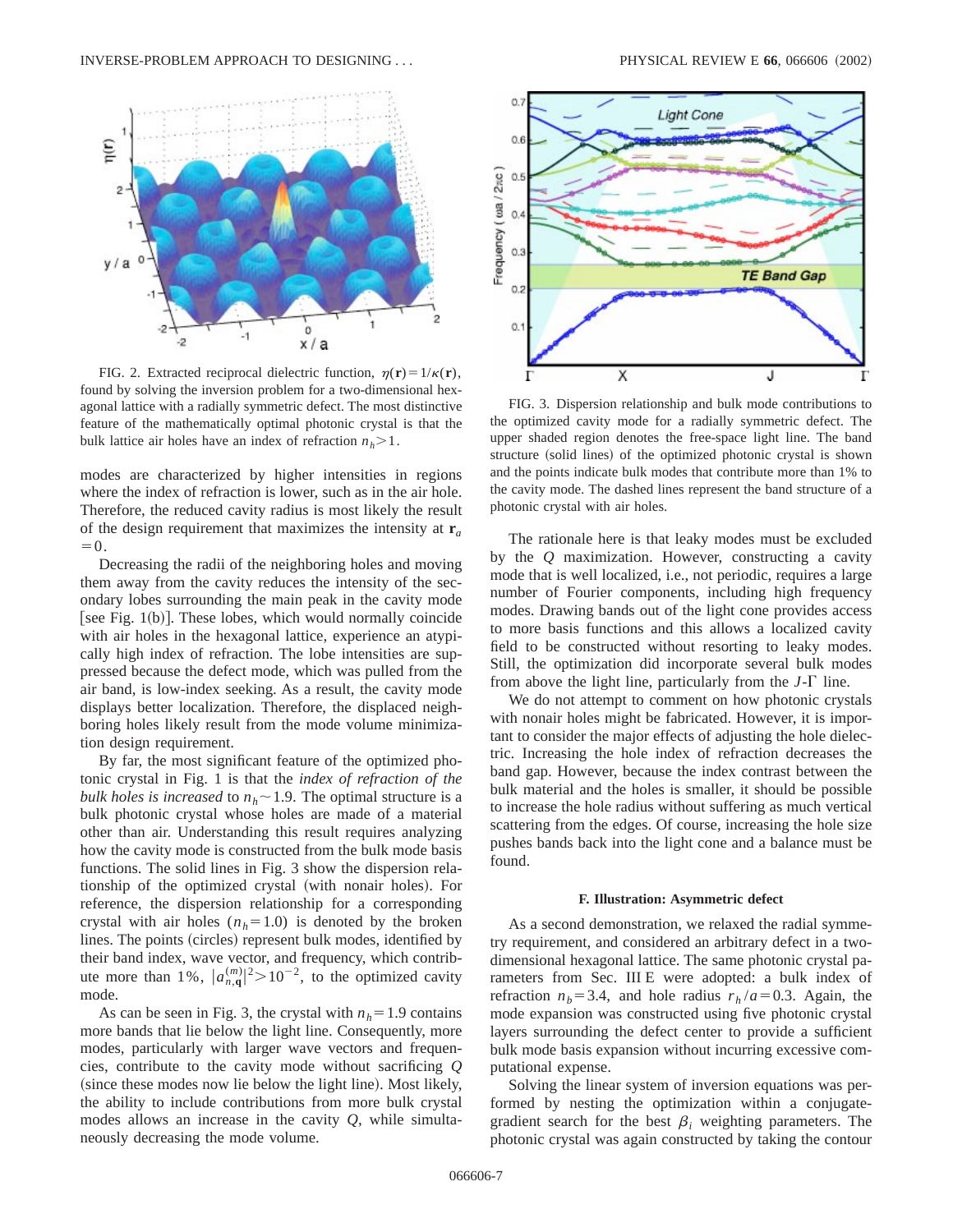FIG. 2. Extracted reciprocal dielectric function, $\eta(\mathbf{r})=1/\kappa(\mathbf{r})$, found by solving the inversion problem for a two-dimensional hexagonal lattice with a radially symmetric defect. The most distinctive feature of the mathematically optimal photonic crystal is that the bulk lattice air holes have an index of refraction $n_h>1$.

modes are characterized by higher intensities in regions where the index of refraction is lower, such as in the air hole. Therefore, the reduced cavity radius is most likely the result of the design requirement that maximizes the intensity at $\mathbf{r}_a=0$.

Decreasing the radii of the neighboring holes and moving them away from the cavity reduces the intensity of the secondary lobes surrounding the main peak in the cavity mode [see Fig. 1(b)]. These lobes, which would normally coincide with air holes in the hexagonal lattice, experience an atypically high index of refraction. The lobe intensities are suppressed because the defect mode, which was pulled from the air band, is low-index seeking. As a result, the cavity mode displays better localization. Therefore, the displaced neighboring holes likely result from the mode volume minimization design requirement.

By far, the most significant feature of the optimized photonic crystal in Fig. 1 is that the *index of refraction of the bulk holes is increased* to $n_h\sim 1.9$. The optimal structure is a bulk photonic crystal whose holes are made of a material other than air. Understanding this result requires analyzing how the cavity mode is constructed from the bulk mode basis functions. The solid lines in Fig. 3 show the dispersion relationship of the optimized crystal (with nonair holes). For reference, the dispersion relationship for a corresponding crystal with air holes ($n_h=1.0$) is denoted by the broken lines. The points (circles) represent bulk modes, identified by their band index, wave vector, and frequency, which contribute more than 1%, $|a_{n,\mathbf{q}}^{(m)}|^2>10^{-2}$, to the optimized cavity mode.

As can be seen in Fig. 3, the crystal with $n_h=1.9$ contains more bands that lie below the light line. Consequently, more modes, particularly with larger wave vectors and frequencies, contribute to the cavity mode without sacrificing $Q$ (since these modes now lie below the light line). Most likely, the ability to include contributions from more bulk crystal modes allows an increase in the cavity $Q$, while simultaneously decreasing the mode volume.

FIG. 3. Dispersion relationship and bulk mode contributions to the optimized cavity mode for a radially symmetric defect. The upper shaded region denotes the free-space light line. The band structure (solid lines) of the optimized photonic crystal is shown and the points indicate bulk modes that contribute more than 1% to the cavity mode. The dashed lines represent the band structure of a photonic crystal with air holes.

The rationale here is that leaky modes must be excluded by the $Q$ maximization. However, constructing a cavity mode that is well localized, i.e., not periodic, requires a large number of Fourier components, including high frequency modes. Drawing bands out of the light cone provides access to more basis functions and this allows a localized cavity field to be constructed without resorting to leaky modes. Still, the optimization did incorporate several bulk modes from above the light line, particularly from the $J$-$\Gamma$ line.

We do not attempt to comment on how photonic crystals with nonair holes might be fabricated. However, it is important to consider the major effects of adjusting the hole dielectric. Increasing the hole index of refraction decreases the band gap. However, because the index contrast between the bulk material and the holes is smaller, it should be possible to increase the hole radius without suffering as much vertical scattering from the edges. Of course, increasing the hole size pushes bands back into the light cone and a balance must be found.

### F. Illustration: Asymmetric defect

As a second demonstration, we relaxed the radial symmetry requirement, and considered an arbitrary defect in a two-dimensional hexagonal lattice. The same photonic crystal parameters from Sec. III E were adopted: a bulk index of refraction $n_b=3.4$, and hole radius $r_h/a=0.3$. Again, the mode expansion was constructed using five photonic crystal layers surrounding the defect center to provide a sufficient bulk mode basis expansion without incurring excessive computational expense.

Solving the linear system of inversion equations was performed by nesting the optimization within a conjugate-gradient search for the best $\beta_i$ weighting parameters. The photonic crystal was again constructed by taking the contour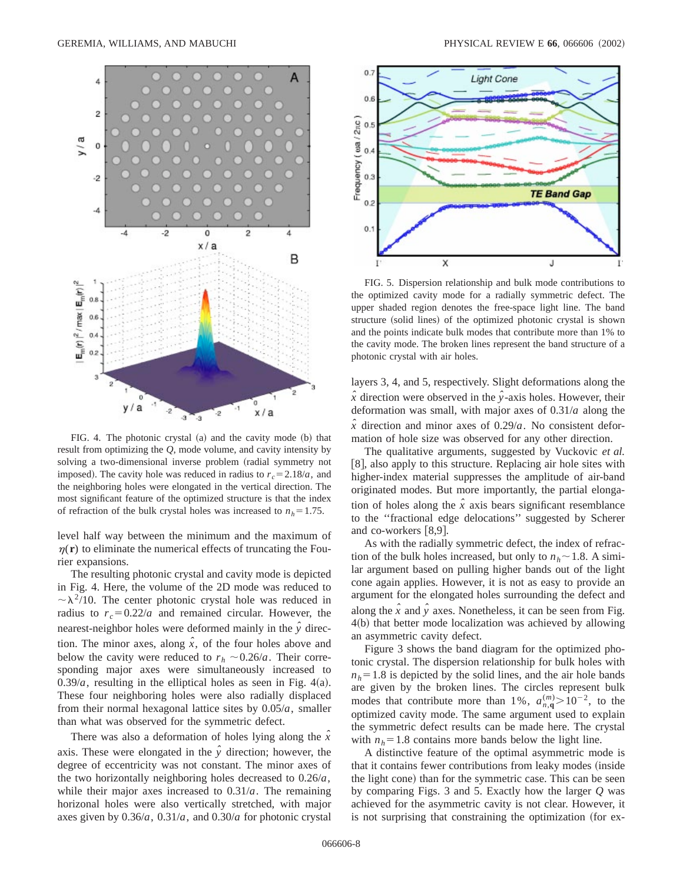FIG. 4. The photonic crystal (a) and the cavity mode (b) that result from optimizing the $Q$, mode volume, and cavity intensity by solving a two-dimensional inverse problem (radial symmetry not imposed). The cavity hole was reduced in radius to $r_c = 2.18/a$, and the neighboring holes were elongated in the vertical direction. The most significant feature of the optimized structure is that the index of refraction of the bulk crystal holes was increased to $n_h = 1.75$.

level half way between the minimum and the maximum of $\eta(\mathbf{r})$ to eliminate the numerical effects of truncating the Fourier expansions.

The resulting photonic crystal and cavity mode is depicted in Fig. 4. Here, the volume of the 2D mode was reduced to $\sim\lambda^2/10$. The center photonic crystal hole was reduced in radius to $r_c = 0.22/a$ and remained circular. However, the nearest-neighbor holes were deformed mainly in the $\hat{y}$ direction. The minor axes, along $\hat{x}$, of the four holes above and below the cavity were reduced to $r_h \sim 0.26/a$. Their corresponding major axes were simultaneously increased to $0.39/a$, resulting in the elliptical holes as seen in Fig. 4(a). These four neighboring holes were also radially displaced from their normal hexagonal lattice sites by $0.05/a$, smaller than what was observed for the symmetric defect.

There was also a deformation of holes lying along the $\hat{x}$ axis. These were elongated in the $\hat{y}$ direction; however, the degree of eccentricity was not constant. The minor axes of the two horizontally neighboring holes decreased to $0.26/a$, while their major axes increased to $0.31/a$. The remaining horizontal holes were also vertically stretched, with major axes given by $0.36/a$, $0.31/a$, and $0.30/a$ for photonic crystal layers 3, 4, and 5, respectively. Slight deformations along the $\hat{x}$ direction were observed in the $\hat{y}$-axis holes. However, their deformation was small, with major axes of $0.31/a$ along the $\hat{x}$ direction and minor axes of $0.29/a$. No consistent deformation of hole size was observed for any other direction.

FIG. 5. Dispersion relationship and bulk mode contributions to the optimized cavity mode for a radially symmetric defect. The upper shaded region denotes the free-space light line. The band structure (solid lines) of the optimized photonic crystal is shown and the points indicate bulk modes that contribute more than 1% to the cavity mode. The broken lines represent the band structure of a photonic crystal with air holes.

The qualitative arguments, suggested by Vuckovic *et al.* [8], also apply to this structure. Replacing air hole sites with higher-index material suppresses the amplitude of air-band originated modes. But more importantly, the partial elongation of holes along the $\hat{x}$ axis bears significant resemblance to the "fractional edge delocations" suggested by Scherer and co-workers [8,9].

As with the radially symmetric defect, the index of refraction of the bulk holes increased, but only to $n_h \sim 1.8$. A similar argument based on pulling higher bands out of the light cone again applies. However, it is not as easy to provide an argument for the elongated holes surrounding the defect and along the $\hat{x}$ and $\hat{y}$ axes. Nonetheless, it can be seen from Fig. 4(b) that better mode localization was achieved by allowing an asymmetric cavity defect.

Figure 3 shows the band diagram for the optimized photonic crystal. The dispersion relationship for bulk holes with $n_h = 1.8$ is depicted by the solid lines, and the air hole bands are given by the broken lines. The circles represent bulk modes that contribute more than 1%, $a_{n,\mathbf{q}}^{(m)} > 10^{-2}$, to the optimized cavity mode. The same argument used to explain the symmetric defect results can be made here. The crystal with $n_h = 1.8$ contains more bands below the light line.

A distinctive feature of the optimal asymmetric mode is that it contains fewer contributions from leaky modes (inside the light cone) than for the symmetric case. This can be seen by comparing Figs. 3 and 5. Exactly how the larger $Q$ was achieved for the asymmetric cavity is not clear. However, it is not surprising that constraining the optimization (for ex-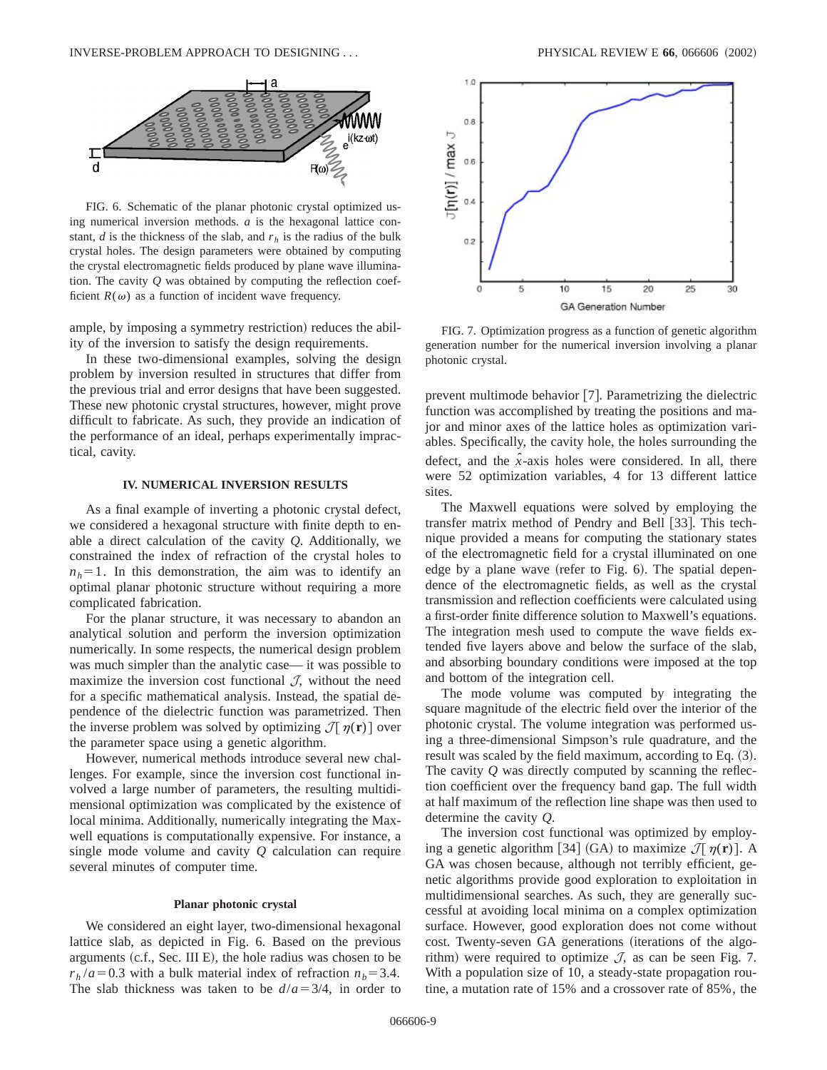FIG. 6. Schematic of the planar photonic crystal optimized using numerical inversion methods. $a$ is the hexagonal lattice constant, $d$ is the thickness of the slab, and $r_h$ is the radius of the bulk crystal holes. The design parameters were obtained by computing the crystal electromagnetic fields produced by plane wave illumination. The cavity $Q$ was obtained by computing the reflection coefficient $R(\omega)$ as a function of incident wave frequency.

ample, by imposing a symmetry restriction) reduces the ability of the inversion to satisfy the design requirements.

In these two-dimensional examples, solving the design problem by inversion resulted in structures that differ from the previous trial and error designs that have been suggested. These new photonic crystal structures, however, might prove difficult to fabricate. As such, they provide an indication of the performance of an ideal, perhaps experimentally impractical, cavity.

## IV. NUMERICAL INVERSION RESULTS

As a final example of inverting a photonic crystal defect, we considered a hexagonal structure with finite depth to enable a direct calculation of the cavity $Q$. Additionally, we constrained the index of refraction of the crystal holes to $n_h = 1$. In this demonstration, the aim was to identify an optimal planar photonic structure without requiring a more complicated fabrication.

For the planar structure, it was necessary to abandon an analytical solution and perform the inversion optimization numerically. In some respects, the numerical design problem was much simpler than the analytic case— it was possible to maximize the inversion cost functional $\mathcal{J}$, without the need for a specific mathematical analysis. Instead, the spatial dependence of the dielectric function was parametrized. Then the inverse problem was solved by optimizing $\mathcal{J}[\eta(\mathbf{r})]$ over the parameter space using a genetic algorithm.

However, numerical methods introduce several new challenges. For example, since the inversion cost functional involved a large number of parameters, the resulting multidimensional optimization was complicated by the existence of local minima. Additionally, numerically integrating the Maxwell equations is computationally expensive. For instance, a single mode volume and cavity $Q$ calculation can require several minutes of computer time.

### Planar photonic crystal

We considered an eight layer, two-dimensional hexagonal lattice slab, as depicted in Fig. 6. Based on the previous arguments (c.f., Sec. III E), the hole radius was chosen to be $r_h/a = 0.3$ with a bulk material index of refraction $n_b = 3.4$. The slab thickness was taken to be $d/a = 3/4$, in order to prevent multimode behavior [7]. Parametrizing the dielectric function was accomplished by treating the positions and major and minor axes of the lattice holes as optimization variables. Specifically, the cavity hole, the holes surrounding the defect, and the $\hat{x}$-axis holes were considered. In all, there were 52 optimization variables, 4 for 13 different lattice sites.

FIG. 7. Optimization progress as a function of genetic algorithm generation number for the numerical inversion involving a planar photonic crystal.

The Maxwell equations were solved by employing the transfer matrix method of Pendry and Bell [33]. This technique provided a means for computing the stationary states of the electromagnetic field for a crystal illuminated on one edge by a plane wave (refer to Fig. 6). The spatial dependence of the electromagnetic fields, as well as the crystal transmission and reflection coefficients were calculated using a first-order finite difference solution to Maxwell's equations. The integration mesh used to compute the wave fields extended five layers above and below the surface of the slab, and absorbing boundary conditions were imposed at the top and bottom of the integration cell.

The mode volume was computed by integrating the square magnitude of the electric field over the interior of the photonic crystal. The volume integration was performed using a three-dimensional Simpson's rule quadrature, and the result was scaled by the field maximum, according to Eq. (3). The cavity $Q$ was directly computed by scanning the reflection coefficient over the frequency band gap. The full width at half maximum of the reflection line shape was then used to determine the cavity $Q$.

The inversion cost functional was optimized by employing a genetic algorithm [34] (GA) to maximize $\mathcal{J}[\eta(\mathbf{r})]$. A GA was chosen because, although not terribly efficient, genetic algorithms provide good exploration to exploitation in multidimensional searches. As such, they are generally successful at avoiding local minima on a complex optimization surface. However, good exploration does not come without cost. Twenty-seven GA generations (iterations of the algorithm) were required to optimize $\mathcal{J}$, as can be seen Fig. 7. With a population size of 10, a steady-state propagation routine, a mutation rate of 15% and a crossover rate of 85%, the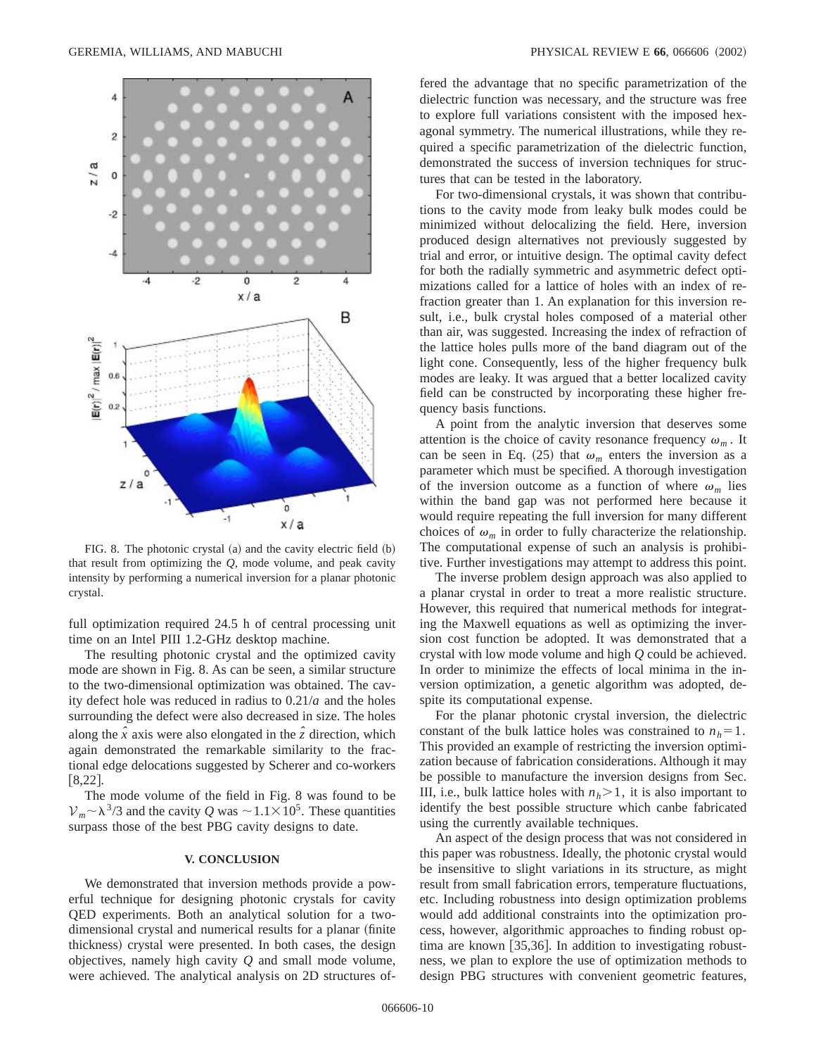FIG. 8. The photonic crystal (a) and the cavity electric field (b) that result from optimizing the $Q$, mode volume, and peak cavity intensity by performing a numerical inversion for a planar photonic crystal.

full optimization required 24.5 h of central processing unit time on an Intel PIII 1.2-GHz desktop machine.

The resulting photonic crystal and the optimized cavity mode are shown in Fig. 8. As can be seen, a similar structure to the two-dimensional optimization was obtained. The cavity defect hole was reduced in radius to $0.21/a$ and the holes surrounding the defect were also decreased in size. The holes along the $\hat{x}$ axis were also elongated in the $\hat{z}$ direction, which again demonstrated the remarkable similarity to the fractional edge delocations suggested by Scherer and co-workers [8,22].

The mode volume of the field in Fig. 8 was found to be $\mathcal{V}_m \sim \lambda^3/3$ and the cavity $Q$ was $\sim 1.1 \times 10^5$. These quantities surpass those of the best PBG cavity designs to date.

## V. CONCLUSION

We demonstrated that inversion methods provide a powerful technique for designing photonic crystals for cavity QED experiments. Both an analytical solution for a two-dimensional crystal and numerical results for a planar (finite thickness) crystal were presented. In both cases, the design objectives, namely high cavity $Q$ and small mode volume, were achieved. The analytical analysis on 2D structures offered the advantage that no specific parametrization of the dielectric function was necessary, and the structure was free to explore full variations consistent with the imposed hexagonal symmetry. The numerical illustrations, while they required a specific parametrization of the dielectric function, demonstrated the success of inversion techniques for structures that can be tested in the laboratory.

For two-dimensional crystals, it was shown that contributions to the cavity mode from leaky bulk modes could be minimized without delocalizing the field. Here, inversion produced design alternatives not previously suggested by trial and error, or intuitive design. The optimal cavity defect for both the radially symmetric and asymmetric defect optimizations called for a lattice of holes with an index of refraction greater than 1. An explanation for this inversion result, i.e., bulk crystal holes composed of a material other than air, was suggested. Increasing the index of refraction of the lattice holes pulls more of the band diagram out of the light cone. Consequently, less of the higher frequency bulk modes are leaky. It was argued that a better localized cavity field can be constructed by incorporating these higher frequency basis functions.

A point from the analytic inversion that deserves some attention is the choice of cavity resonance frequency $\omega_m$. It can be seen in Eq. (25) that $\omega_m$ enters the inversion as a parameter which must be specified. A thorough investigation of the inversion outcome as a function of where $\omega_m$ lies within the band gap was not performed here because it would require repeating the full inversion for many different choices of $\omega_m$ in order to fully characterize the relationship. The computational expense of such an analysis is prohibitive. Further investigations may attempt to address this point.

The inverse problem design approach was also applied to a planar crystal in order to treat a more realistic structure. However, this required that numerical methods for integrating the Maxwell equations as well as optimizing the inversion cost function be adopted. It was demonstrated that a crystal with low mode volume and high $Q$ could be achieved. In order to minimize the effects of local minima in the inversion optimization, a genetic algorithm was adopted, despite its computational expense.

For the planar photonic crystal inversion, the dielectric constant of the bulk lattice holes was constrained to $n_h = 1$. This provided an example of restricting the inversion optimization because of fabrication considerations. Although it may be possible to manufacture the inversion designs from Sec. III, i.e., bulk lattice holes with $n_h > 1$, it is also important to identify the best possible structure which canbe fabricated using the currently available techniques.

An aspect of the design process that was not considered in this paper was robustness. Ideally, the photonic crystal would be insensitive to slight variations in its structure, as might result from small fabrication errors, temperature fluctuations, etc. Including robustness into design optimization problems would add additional constraints into the optimization process, however, algorithmic approaches to finding robust optima are known [35,36]. In addition to investigating robustness, we plan to explore the use of optimization methods to design PBG structures with convenient geometric features,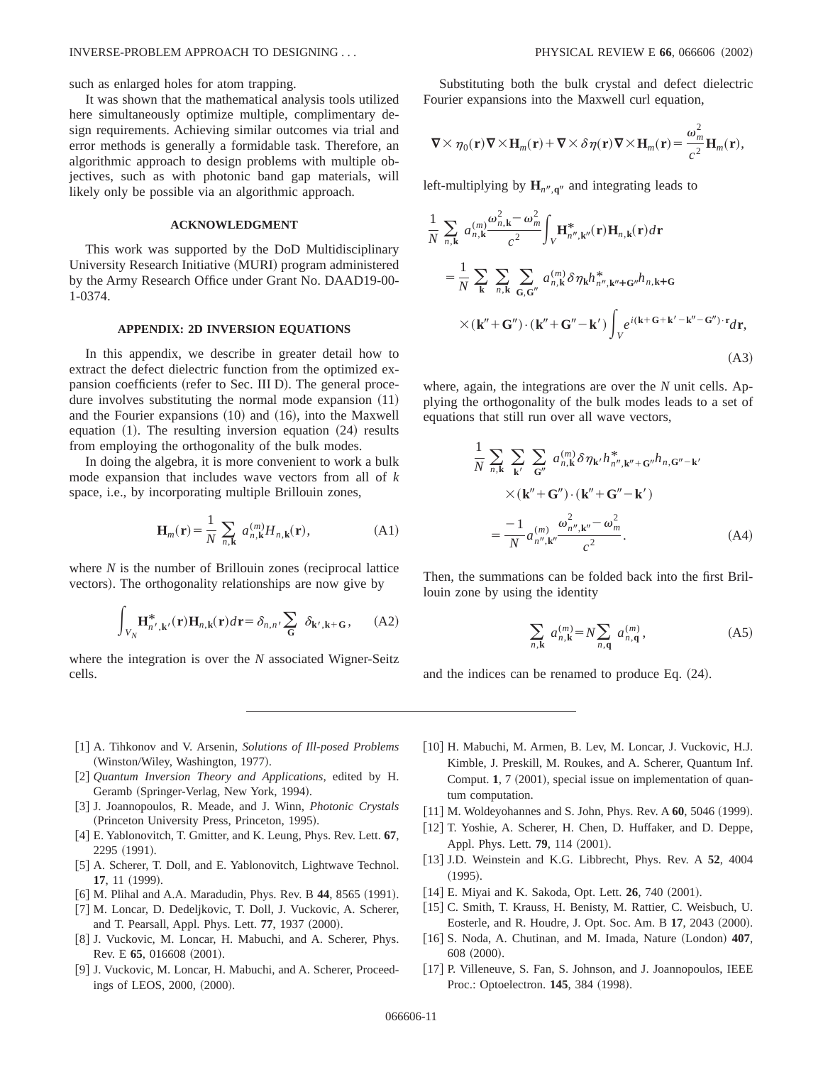such as enlarged holes for atom trapping.

It was shown that the mathematical analysis tools utilized here simultaneously optimize multiple, complimentary design requirements. Achieving similar outcomes via trial and error methods is generally a formidable task. Therefore, an algorithmic approach to design problems with multiple objectives, such as with photonic band gap materials, will likely only be possible via an algorithmic approach.

## ACKNOWLEDGMENT

This work was supported by the DoD Multidisciplinary University Research Initiative (MURI) program administered by the Army Research Office under Grant No. DAAD19-00-1-0374.

## APPENDIX: 2D INVERSION EQUATIONS

In this appendix, we describe in greater detail how to extract the defect dielectric function from the optimized expansion coefficients (refer to Sec. III D). The general procedure involves substituting the normal mode expansion (11) and the Fourier expansions (10) and (16), into the Maxwell equation (1). The resulting inversion equation (24) results from employing the orthogonality of the bulk modes.

In doing the algebra, it is more convenient to work a bulk mode expansion that includes wave vectors from all of $k$ space, i.e., by incorporating multiple Brillouin zones,

$$\mathbf{H}_m(\mathbf{r}) = \frac{1}{N} \sum_{n,\mathbf{k}} a_{n,\mathbf{k}}^{(m)} H_{n,\mathbf{k}}(\mathbf{r}), \tag{A1}$$

where $N$ is the number of Brillouin zones (reciprocal lattice vectors). The orthogonality relationships are now give by

$$\int_{V_N} \mathbf{H}^*_{n',\mathbf{k}'}(\mathbf{r}) \mathbf{H}_{n,\mathbf{k}}(\mathbf{r}) d\mathbf{r} = \delta_{n,n'} \sum_{\mathbf{G}} \delta_{\mathbf{k}',\mathbf{k}+\mathbf{G}}, \tag{A2}$$

where the integration is over the $N$ associated Wigner-Seitz cells.

Substituting both the bulk crystal and defect dielectric Fourier expansions into the Maxwell curl equation,

$$\nabla \times \eta_0(\mathbf{r}) \nabla \times \mathbf{H}_m(\mathbf{r}) + \nabla \times \delta\eta(\mathbf{r}) \nabla \times \mathbf{H}_m(\mathbf{r}) = \frac{\omega_m^2}{c^2} \mathbf{H}_m(\mathbf{r}),$$

left-multiplying by $\mathbf{H}_{n'',\mathbf{q}''}$ and integrating leads to

$$\begin{aligned}
&\frac{1}{N} \sum_{n,\mathbf{k}} a_{n,\mathbf{k}}^{(m)} \frac{\omega_{n,\mathbf{k}}^2 - \omega_m^2}{c^2} \int_V \mathbf{H}^*_{n'',\mathbf{k}''}(\mathbf{r}) \mathbf{H}_{n,\mathbf{k}}(\mathbf{r}) d\mathbf{r} \\
&= \frac{1}{N} \sum_{\mathbf{k}} \sum_{n,\mathbf{k}} \sum_{\mathbf{G},\mathbf{G}''} a_{n,\mathbf{k}}^{(m)} \delta\eta_{\mathbf{k}} h^*_{n'',\mathbf{k}''+\mathbf{G}''} h_{n,\mathbf{k}+\mathbf{G}} \\
&\quad \times (\mathbf{k}'' + \mathbf{G}'') \cdot (\mathbf{k}'' + \mathbf{G}'' - \mathbf{k}') \int_V e^{i(\mathbf{k}+\mathbf{G}+\mathbf{k}'-\mathbf{k}''-\mathbf{G}'')\cdot \mathbf{r}} d\mathbf{r},
\end{aligned} \tag{A3}$$

where, again, the integrations are over the $N$ unit cells. Applying the orthogonality of the bulk modes leads to a set of equations that still run over all wave vectors,

$$\begin{aligned}
&\frac{1}{N} \sum_{n,\mathbf{k}} \sum_{\mathbf{k}'} \sum_{\mathbf{G}''} a_{n,\mathbf{k}}^{(m)} \delta\eta_{\mathbf{k}'} h^*_{n'',\mathbf{k}''+\mathbf{G}''} h_{n,\mathbf{G}''-\mathbf{k}'} \\
&\quad \times (\mathbf{k}'' + \mathbf{G}'') \cdot (\mathbf{k}'' + \mathbf{G}'' - \mathbf{k}') \\
&= \frac{-1}{N} a_{n'',\mathbf{k}''}^{(m)} \frac{\omega_{n'',\mathbf{k}''}^2 - \omega_m^2}{c^2}.
\end{aligned} \tag{A4}$$

Then, the summations can be folded back into the first Brillouin zone by using the identity

$$\sum_{n,\mathbf{k}} a_{n,\mathbf{k}}^{(m)} = N \sum_{n,\mathbf{q}} a_{n,\mathbf{q}}^{(m)}, \tag{A5}$$

and the indices can be renamed to produce Eq. (24).

---

[1] A. Tihkonov and V. Arsenin, *Solutions of Ill-posed Problems* (Winston/Wiley, Washington, 1977).

[2] *Quantum Inversion Theory and Applications*, edited by H. Geramb (Springer-Verlag, New York, 1994).

[3] J. Joannopoulos, R. Meade, and J. Winn, *Photonic Crystals* (Princeton University Press, Princeton, 1995).

[4] E. Yablonovitch, T. Gmitter, and K. Leung, Phys. Rev. Lett. **67**, 2295 (1991).

[5] A. Scherer, T. Doll, and E. Yablonovitch, Lightwave Technol. **17**, 11 (1999).

[6] M. Plihal and A.A. Maradudin, Phys. Rev. B **44**, 8565 (1991).

[7] M. Loncar, D. Dedeljkovic, T. Doll, J. Vuckovic, A. Scherer, and T. Pearsall, Appl. Phys. Lett. **77**, 1937 (2000).

[8] J. Vuckovic, M. Loncar, H. Mabuchi, and A. Scherer, Phys. Rev. E **65**, 016608 (2001).

[9] J. Vuckovic, M. Loncar, H. Mabuchi, and A. Scherer, Proceedings of LEOS, 2000, (2000).

[10] H. Mabuchi, M. Armen, B. Lev, M. Loncar, J. Vuckovic, H.J. Kimble, J. Preskill, M. Roukes, and A. Scherer, Quantum Inf. Comput. **1**, 7 (2001), special issue on implementation of quantum computation.

[11] M. Woldeyohannes and S. John, Phys. Rev. A **60**, 5046 (1999).

[12] T. Yoshie, A. Scherer, H. Chen, D. Huffaker, and D. Deppe, Appl. Phys. Lett. **79**, 114 (2001).

[13] J.D. Weinstein and K.G. Libbrecht, Phys. Rev. A **52**, 4004 (1995).

[14] E. Miyai and K. Sakoda, Opt. Lett. **26**, 740 (2001).

[15] C. Smith, T. Krauss, H. Benisty, M. Rattier, C. Weisbuch, U. Eosterle, and R. Houdre, J. Opt. Soc. Am. B **17**, 2043 (2000).

[16] S. Noda, A. Chutinan, and M. Imada, Nature (London) **407**, 608 (2000).

[17] P. Villeneuve, S. Fan, S. Johnson, and J. Joannopoulos, IEEE Proc.: Optoelectron. **145**, 384 (1998).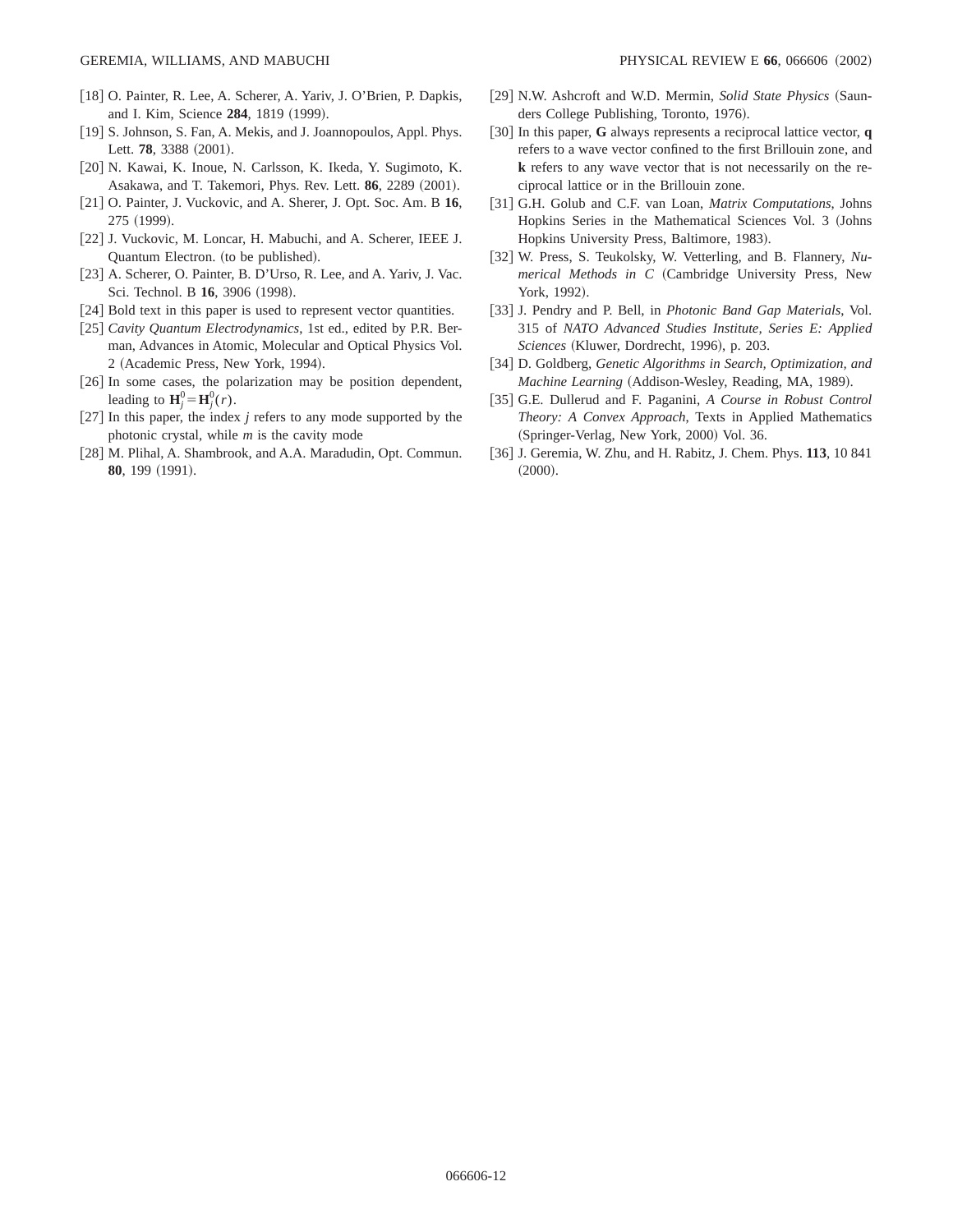[18] O. Painter, R. Lee, A. Scherer, A. Yariv, J. O'Brien, P. Dapkis, and I. Kim, Science **284**, 1819 (1999).

[19] S. Johnson, S. Fan, A. Mekis, and J. Joannopoulos, Appl. Phys. Lett. **78**, 3388 (2001).

[20] N. Kawai, K. Inoue, N. Carlsson, K. Ikeda, Y. Sugimoto, K. Asakawa, and T. Takemori, Phys. Rev. Lett. **86**, 2289 (2001).

[21] O. Painter, J. Vuckovic, and A. Sherer, J. Opt. Soc. Am. B **16**, 275 (1999).

[22] J. Vuckovic, M. Loncar, H. Mabuchi, and A. Scherer, IEEE J. Quantum Electron. (to be published).

[23] A. Scherer, O. Painter, B. D'Urso, R. Lee, and A. Yariv, J. Vac. Sci. Technol. B **16**, 3906 (1998).

[24] Bold text in this paper is used to represent vector quantities.

[25] *Cavity Quantum Electrodynamics*, 1st ed., edited by P.R. Berman, Advances in Atomic, Molecular and Optical Physics Vol. 2 (Academic Press, New York, 1994).

[26] In some cases, the polarization may be position dependent, leading to $\mathbf{H}_j^0 = \mathbf{H}_j^0(r)$.

[27] In this paper, the index $j$ refers to any mode supported by the photonic crystal, while $m$ is the cavity mode

[28] M. Plihal, A. Shambrook, and A.A. Maradudin, Opt. Commun. **80**, 199 (1991).

[29] N.W. Ashcroft and W.D. Mermin, *Solid State Physics* (Saunders College Publishing, Toronto, 1976).

[30] In this paper, $\mathbf{G}$ always represents a reciprocal lattice vector, $\mathbf{q}$ refers to a wave vector confined to the first Brillouin zone, and $\mathbf{k}$ refers to any wave vector that is not necessarily on the reciprocal lattice or in the Brillouin zone.

[31] G.H. Golub and C.F. van Loan, *Matrix Computations*, Johns Hopkins Series in the Mathematical Sciences Vol. 3 (Johns Hopkins University Press, Baltimore, 1983).

[32] W. Press, S. Teukolsky, W. Vetterling, and B. Flannery, *Numerical Methods in C* (Cambridge University Press, New York, 1992).

[33] J. Pendry and P. Bell, in *Photonic Band Gap Materials*, Vol. 315 of *NATO Advanced Studies Institute, Series E: Applied Sciences* (Kluwer, Dordrecht, 1996), p. 203.

[34] D. Goldberg, *Genetic Algorithms in Search, Optimization, and Machine Learning* (Addison-Wesley, Reading, MA, 1989).

[35] G.E. Dullerud and F. Paganini, *A Course in Robust Control Theory: A Convex Approach*, Texts in Applied Mathematics (Springer-Verlag, New York, 2000) Vol. 36.

[36] J. Geremia, W. Zhu, and H. Rabitz, J. Chem. Phys. **113**, 10 841 (2000).